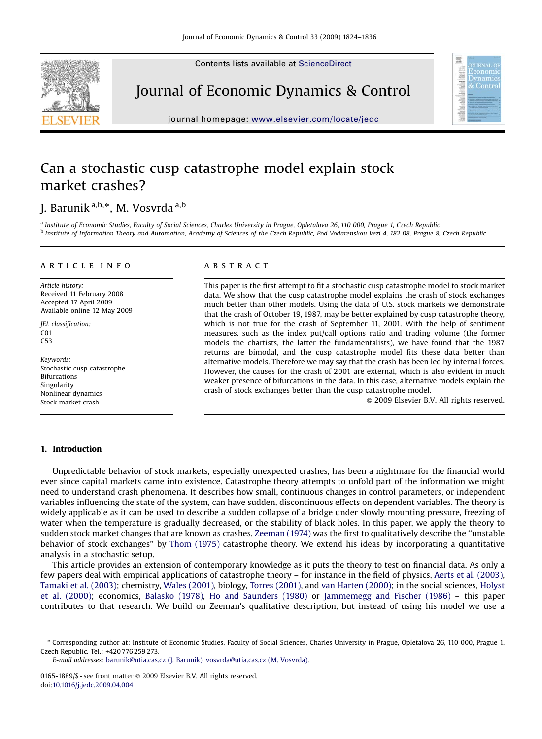Contents lists available at ScienceDirect

# Journal of Economic Dynamics & Control

journal homepage: www.elsevier.com/locate/jedc

# Can a stochastic cusp catastrophe model explain stock market crashes?

J. Barunik [a,b,*], M. Vosvrda [a,b]

[a] Institute of Economic Studies, Faculty of Social Sciences, Charles University in Prague, Opletalova 26, 110 000, Prague 1, Czech Republic
[b] Institute of Information Theory and Automation, Academy of Sciences of the Czech Republic, Pod Vodarenskou Vezi 4, 182 08, Prague 8, Czech Republic

**ARTICLE INFO**

*Article history:*
Received 11 February 2008
Accepted 17 April 2009
Available online 12 May 2009

*JEL classification:*
C01
C53

*Keywords:*
Stochastic cusp catastrophe
Bifurcations
Singularity
Nonlinear dynamics
Stock market crash

**ABSTRACT**

This paper is the first attempt to fit a stochastic cusp catastrophe model to stock market data. We show that the cusp catastrophe model explains the crash of stock exchanges much better than other models. Using the data of U.S. stock markets we demonstrate that the crash of October 19, 1987, may be better explained by cusp catastrophe theory, which is not true for the crash of September 11, 2001. With the help of sentiment measures, such as the index put/call options ratio and trading volume (the former models the chartists, the latter the fundamentalists), we have found that the 1987 returns are bimodal, and the cusp catastrophe model fits these data better than alternative models. Therefore we may say that the crash has been led by internal forces. However, the causes for the crash of 2001 are external, which is also evident in much weaker presence of bifurcations in the data. In this case, alternative models explain the crash of stock exchanges better than the cusp catastrophe model.

© 2009 Elsevier B.V. All rights reserved.

## 1. Introduction

Unpredictable behavior of stock markets, especially unexpected crashes, has been a nightmare for the financial world ever since capital markets came into existence. Catastrophe theory attempts to unfold part of the information we might need to understand crash phenomena. It describes how small, continuous changes in control parameters, or independent variables influencing the state of the system, can have sudden, discontinuous effects on dependent variables. The theory is widely applicable as it can be used to describe a sudden collapse of a bridge under slowly mounting pressure, freezing of water when the temperature is gradually decreased, or the stability of black holes. In this paper, we apply the theory to sudden stock market changes that are known as crashes. Zeeman (1974) was the first to qualitatively describe the "unstable behavior of stock exchanges" by Thom (1975) catastrophe theory. We extend his ideas by incorporating a quantitative analysis in a stochastic setup.

This article provides an extension of contemporary knowledge as it puts the theory to test on financial data. As only a few papers deal with empirical applications of catastrophe theory – for instance in the field of physics, Aerts et al. (2003), Tamaki et al. (2003); chemistry, Wales (2001), biology, Torres (2001), and van Harten (2000); in the social sciences, Holyst et al. (2000); economics, Balasko (1978), Ho and Saunders (1980) or Jammemegg and Fischer (1986) – this paper contributes to that research. We build on Zeeman's qualitative description, but instead of using his model we use a

---

* Corresponding author at: Institute of Economic Studies, Faculty of Social Sciences, Charles University in Prague, Opletalova 26, 110 000, Prague 1, Czech Republic. Tel.: +420 776 259 273.
E-mail addresses: barunik@utia.cas.cz (J. Barunik), vosvrda@utia.cas.cz (M. Vosvrda).

0165-1889/$ - see front matter © 2009 Elsevier B.V. All rights reserved.
doi:10.1016/j.jedc.2009.04.004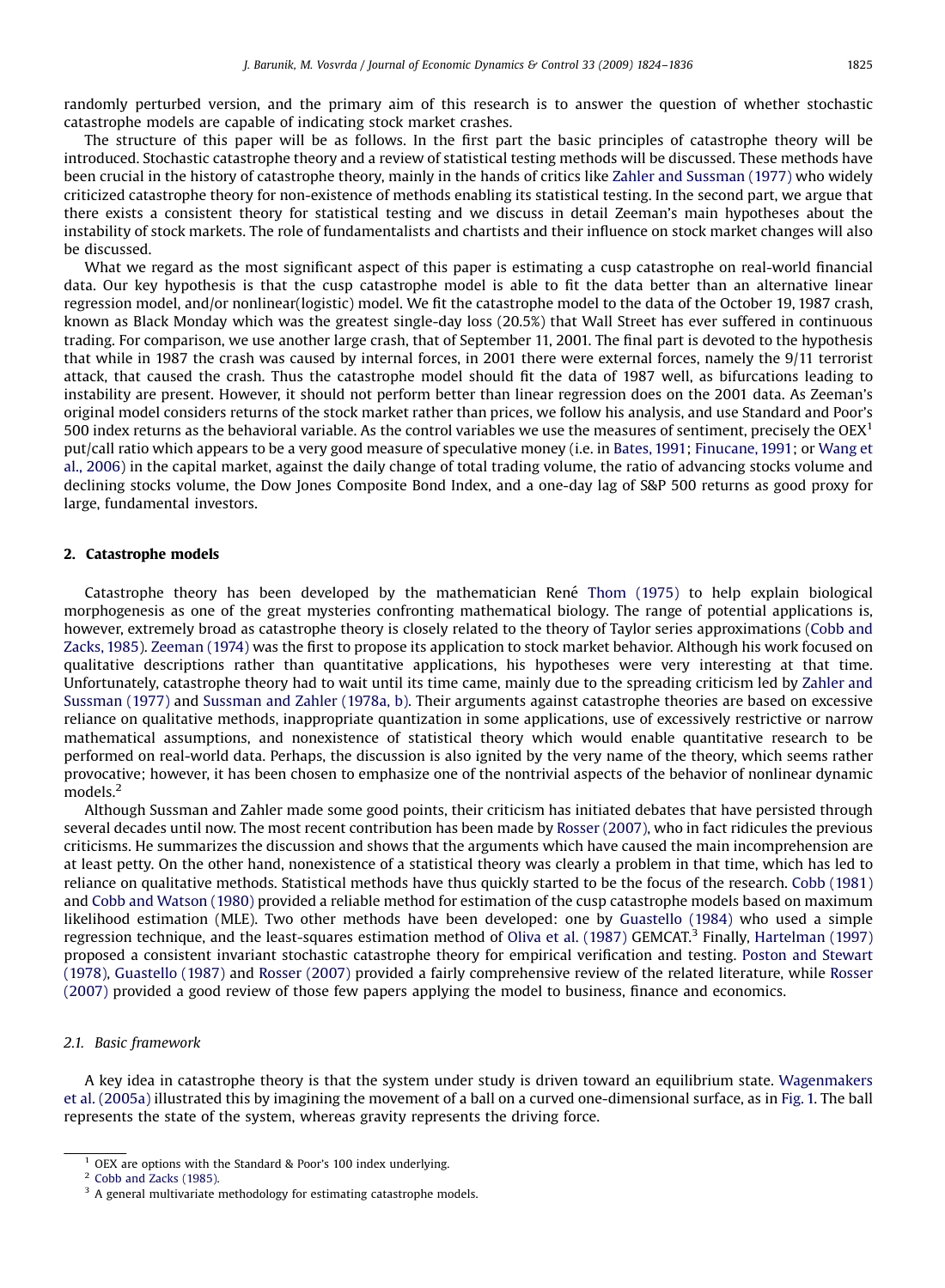randomly perturbed version, and the primary aim of this research is to answer the question of whether stochastic catastrophe models are capable of indicating stock market crashes.

The structure of this paper will be as follows. In the first part the basic principles of catastrophe theory will be introduced. Stochastic catastrophe theory and a review of statistical testing methods will be discussed. These methods have been crucial in the history of catastrophe theory, mainly in the hands of critics like Zahler and Sussman (1977) who widely criticized catastrophe theory for non-existence of methods enabling its statistical testing. In the second part, we argue that there exists a consistent theory for statistical testing and we discuss in detail Zeeman's main hypotheses about the instability of stock markets. The role of fundamentalists and chartists and their influence on stock market changes will also be discussed.

What we regard as the most significant aspect of this paper is estimating a cusp catastrophe on real-world financial data. Our key hypothesis is that the cusp catastrophe model is able to fit the data better than an alternative linear regression model, and/or nonlinear(logistic) model. We fit the catastrophe model to the data of the October 19, 1987 crash, known as Black Monday which was the greatest single-day loss (20.5%) that Wall Street has ever suffered in continuous trading. For comparison, we use another large crash, that of September 11, 2001. The final part is devoted to the hypothesis that while in 1987 the crash was caused by internal forces, in 2001 there were external forces, namely the 9/11 terrorist attack, that caused the crash. Thus the catastrophe model should fit the data of 1987 well, as bifurcations leading to instability are present. However, it should not perform better than linear regression does on the 2001 data. As Zeeman's original model considers returns of the stock market rather than prices, we follow his analysis, and use Standard and Poor's 500 index returns as the behavioral variable. As the control variables we use the measures of sentiment, precisely the OEX[1] put/call ratio which appears to be a very good measure of speculative money (i.e. in Bates, 1991; Finucane, 1991; or Wang et al., 2006) in the capital market, against the daily change of total trading volume, the ratio of advancing stocks volume and declining stocks volume, the Dow Jones Composite Bond Index, and a one-day lag of S&P 500 returns as good proxy for large, fundamental investors.

## 2. Catastrophe models

Catastrophe theory has been developed by the mathematician René Thom (1975) to help explain biological morphogenesis as one of the great mysteries confronting mathematical biology. The range of potential applications is, however, extremely broad as catastrophe theory is closely related to the theory of Taylor series approximations (Cobb and Zacks, 1985). Zeeman (1974) was the first to propose its application to stock market behavior. Although his work focused on qualitative descriptions rather than quantitative applications, his hypotheses were very interesting at that time. Unfortunately, catastrophe theory had to wait until its time came, mainly due to the spreading criticism led by Zahler and Sussman (1977) and Sussman and Zahler (1978a, b). Their arguments against catastrophe theories are based on excessive reliance on qualitative methods, inappropriate quantization in some applications, use of excessively restrictive or narrow mathematical assumptions, and nonexistence of statistical theory which would enable quantitative research to be performed on real-world data. Perhaps, the discussion is also ignited by the very name of the theory, which seems rather provocative; however, it has been chosen to emphasize one of the nontrivial aspects of the behavior of nonlinear dynamic models.[2]

Although Sussman and Zahler made some good points, their criticism has initiated debates that have persisted through several decades until now. The most recent contribution has been made by Rosser (2007), who in fact ridicules the previous criticisms. He summarizes the discussion and shows that the arguments which have caused the main incomprehension are at least petty. On the other hand, nonexistence of a statistical theory was clearly a problem in that time, which has led to reliance on qualitative methods. Statistical methods have thus quickly started to be the focus of the research. Cobb (1981) and Cobb and Watson (1980) provided a reliable method for estimation of the cusp catastrophe models based on maximum likelihood estimation (MLE). Two other methods have been developed: one by Guastello (1984) who used a simple regression technique, and the least-squares estimation method of Oliva et al. (1987) GEMCAT.[3] Finally, Hartelman (1997) proposed a consistent invariant stochastic catastrophe theory for empirical verification and testing. Poston and Stewart (1978), Guastello (1987) and Rosser (2007) provided a fairly comprehensive review of the related literature, while Rosser (2007) provided a good review of those few papers applying the model to business, finance and economics.

### 2.1. Basic framework

A key idea in catastrophe theory is that the system under study is driven toward an equilibrium state. Wagenmakers et al. (2005a) illustrated this by imagining the movement of a ball on a curved one-dimensional surface, as in Fig. 1. The ball represents the state of the system, whereas gravity represents the driving force.

---

[1] OEX are options with the Standard & Poor's 100 index underlying.

[2] Cobb and Zacks (1985).

[3] A general multivariate methodology for estimating catastrophe models.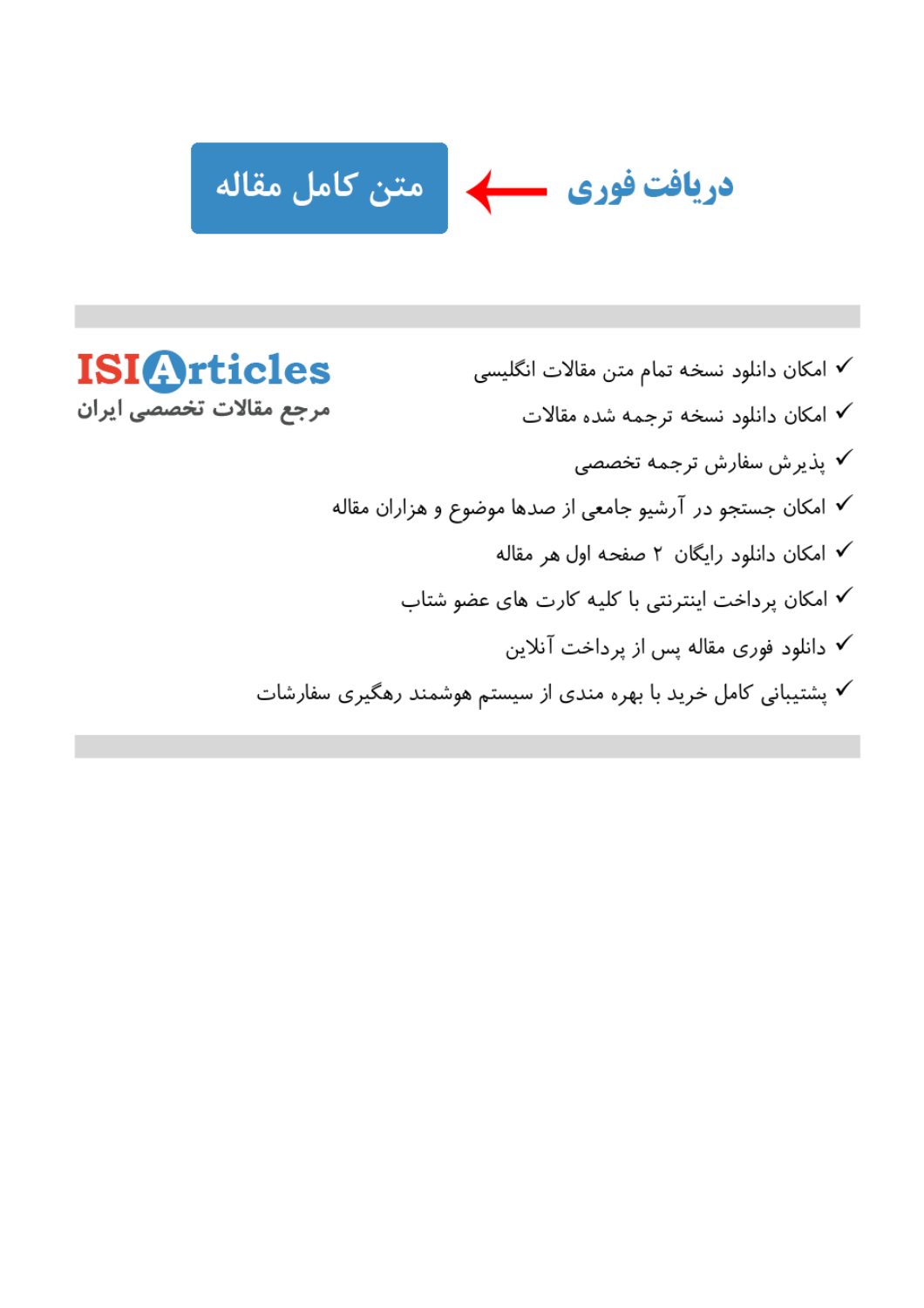دریافت فوری ← **متن کامل مقاله**

**ISIArticles**
مرجع مقالات تخصصی ایران

- ✓ امکان دانلود نسخه تمام متن مقالات انگلیسی
- ✓ امکان دانلود نسخه ترجمه شده مقالات
- ✓ پذیرش سفارش ترجمه تخصصی
- ✓ امکان جستجو در آرشیو جامعی از صدها موضوع و هزاران مقاله
- ✓ امکان دانلود رایگان ۲ صفحه اول هر مقاله
- ✓ امکان پرداخت اینترنتی با کلیه کارت های عضو شتاب
- ✓ دانلود فوری مقاله پس از پرداخت آنلاین
- ✓ پشتیبانی کامل خرید با بهره مندی از سیستم هوشمند رهگیری سفارشات